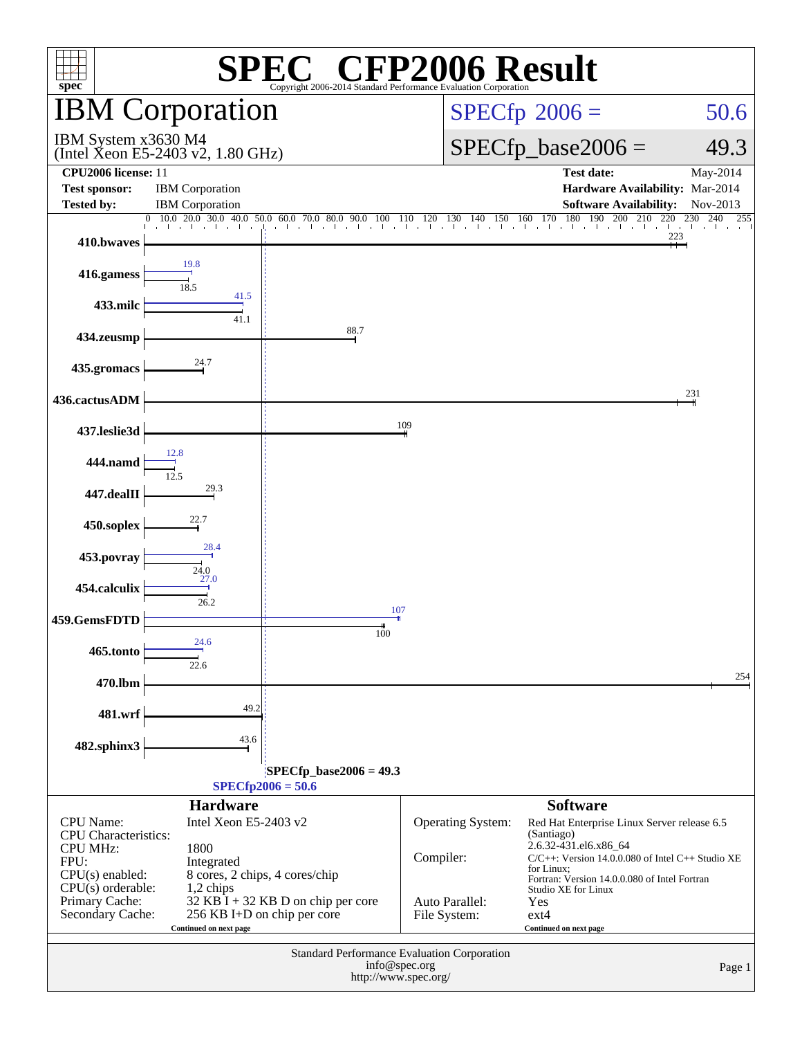# SPEC® CFP2006 Result

Copyright 2006-2014 Standard Performance Evaluation Corporation

## IBM Corporation

IBM System x3630 M4
(Intel Xeon E5-2403 v2, 1.80 GHz)

SPECfp 2006 = 50.6

SPECfp_base2006 = 49.3

| | | | |
|---|---|---|---|
| **CPU2006 license:** | 11 | **Test date:** | May-2014 |
| **Test sponsor:** | IBM Corporation | **Hardware Availability:** | Mar-2014 |
| **Tested by:** | IBM Corporation | **Software Availability:** | Nov-2013 |

| Benchmark | Peak | Base |
|---|---|---|
| 410.bwaves | | 223 |
| 416.gamess | 19.8 | 18.5 |
| 433.milc | 41.5 | 41.1 |
| 434.zeusmp | | 88.7 |
| 435.gromacs | | 24.7 |
| 436.cactusADM | | 231 |
| 437.leslie3d | | 109 |
| 444.namd | 12.8 | 12.5 |
| 447.dealII | | 29.3 |
| 450.soplex | | 22.7 |
| 453.povray | 28.4 | 24.0 |
| 454.calculix | 27.0 | 26.2 |
| 459.GemsFDTD | 107 | 100 |
| 465.tonto | 24.6 | 22.6 |
| 470.lbm | | 254 |
| 481.wrf | | 49.2 |
| 482.sphinx3 | | 43.6 |

SPECfp_base2006 = 49.3

SPECfp2006 = 50.6

### Hardware

| | |
|---|---|
| CPU Name: | Intel Xeon E5-2403 v2 |
| CPU Characteristics: | |
| CPU MHz: | 1800 |
| FPU: | Integrated |
| CPU(s) enabled: | 8 cores, 2 chips, 4 cores/chip |
| CPU(s) orderable: | 1,2 chips |
| Primary Cache: | 32 KB I + 32 KB D on chip per core |
| Secondary Cache: | 256 KB I+D on chip per core |

Continued on next page

### Software

| | |
|---|---|
| Operating System: | Red Hat Enterprise Linux Server release 6.5 (Santiago) 2.6.32-431.el6.x86_64 |
| Compiler: | C/C++: Version 14.0.0.080 of Intel C++ Studio XE for Linux; Fortran: Version 14.0.0.080 of Intel Fortran Studio XE for Linux |
| Auto Parallel: | Yes |
| File System: | ext4 |

Continued on next page

Standard Performance Evaluation Corporation
info@spec.org
http://www.spec.org/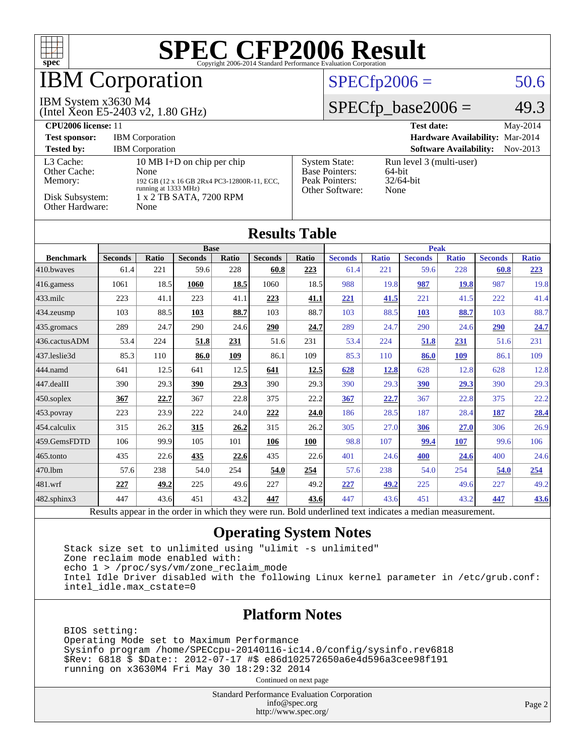# SPEC CFP2006 Result

Copyright 2006-2014 Standard Performance Evaluation Corporation

## IBM Corporation

IBM System x3630 M4
(Intel Xeon E5-2403 v2, 1.80 GHz)

SPECfp2006 = 50.6

SPECfp_base2006 = 49.3

**CPU2006 license:** 11
**Test sponsor:** IBM Corporation
**Tested by:** IBM Corporation

**Test date:** May-2014
**Hardware Availability:** Mar-2014
**Software Availability:** Nov-2013

| | |
|---|---|
| L3 Cache: | 10 MB I+D on chip per chip |
| Other Cache: | None |
| Memory: | 192 GB (12 x 16 GB 2Rx4 PC3-12800R-11, ECC, running at 1333 MHz) |
| Disk Subsystem: | 1 x 2 TB SATA, 7200 RPM |
| Other Hardware: | None |

| | |
|---|---|
| System State: | Run level 3 (multi-user) |
| Base Pointers: | 64-bit |
| Peak Pointers: | 32/64-bit |
| Other Software: | None |

## Results Table

| Benchmark | Base | | | | | | Peak | | | | | |
|---|---|---|---|---|---|---|---|---|---|---|---|---|
| | Seconds | Ratio | Seconds | Ratio | Seconds | Ratio | Seconds | Ratio | Seconds | Ratio | Seconds | Ratio |
| 410.bwaves | 61.4 | 221 | 59.6 | 228 | **60.8** | **223** | 61.4 | 221 | 59.6 | 228 | **60.8** | **223** |
| 416.gamess | 1061 | 18.5 | **1060** | **18.5** | 1060 | 18.5 | 988 | 19.8 | **987** | **19.8** | 987 | 19.8 |
| 433.milc | 223 | 41.1 | 223 | 41.1 | **223** | **41.1** | **221** | **41.5** | 221 | 41.5 | 222 | 41.4 |
| 434.zeusmp | 103 | 88.5 | **103** | **88.7** | 103 | 88.7 | 103 | 88.5 | **103** | **88.7** | 103 | 88.7 |
| 435.gromacs | 289 | 24.7 | 290 | 24.6 | **290** | **24.7** | 289 | 24.7 | 290 | 24.6 | **290** | **24.7** |
| 436.cactusADM | 53.4 | 224 | **51.8** | **231** | 51.6 | 231 | 53.4 | 224 | **51.8** | **231** | 51.6 | 231 |
| 437.leslie3d | 85.3 | 110 | **86.0** | **109** | 86.1 | 109 | 85.3 | 110 | **86.0** | **109** | 86.1 | 109 |
| 444.namd | 641 | 12.5 | 641 | 12.5 | **641** | **12.5** | **628** | **12.8** | 628 | 12.8 | 628 | 12.8 |
| 447.dealII | 390 | 29.3 | **390** | **29.3** | 390 | 29.3 | 390 | 29.3 | **390** | **29.3** | 390 | 29.3 |
| 450.soplex | **367** | **22.7** | 367 | 22.8 | 375 | 22.2 | **367** | **22.7** | 367 | 22.8 | 375 | 22.2 |
| 453.povray | 223 | 23.9 | 222 | 24.0 | **222** | **24.0** | 186 | 28.5 | 187 | 28.4 | **187** | **28.4** |
| 454.calculix | 315 | 26.2 | **315** | **26.2** | 315 | 26.2 | 305 | 27.0 | **306** | **27.0** | 306 | 26.9 |
| 459.GemsFDTD | 106 | 99.9 | 105 | 101 | **106** | **100** | 98.8 | 107 | **99.4** | **107** | 99.6 | 106 |
| 465.tonto | 435 | 22.6 | **435** | **22.6** | 435 | 22.6 | 401 | 24.6 | **400** | **24.6** | 400 | 24.6 |
| 470.lbm | 57.6 | 238 | 54.0 | 254 | **54.0** | **254** | 57.6 | 238 | 54.0 | 254 | **54.0** | **254** |
| 481.wrf | **227** | **49.2** | 225 | 49.6 | 227 | 49.2 | **227** | **49.2** | 225 | 49.6 | 227 | 49.2 |
| 482.sphinx3 | 447 | 43.6 | 451 | 43.2 | **447** | **43.6** | 447 | 43.6 | 451 | 43.2 | **447** | **43.6** |

Results appear in the order in which they were run. Bold underlined text indicates a median measurement.

## Operating System Notes

```
Stack size set to unlimited using "ulimit -s unlimited"
Zone reclaim mode enabled with:
echo 1 > /proc/sys/vm/zone_reclaim_mode
Intel Idle Driver disabled with the following Linux kernel parameter in /etc/grub.conf:
intel_idle.max_cstate=0
```

## Platform Notes

```
BIOS setting:
Operating Mode set to Maximum Performance
Sysinfo program /home/SPECcpu-20140116-ic14.0/config/sysinfo.rev6818
$Rev: 6818 $ $Date:: 2012-07-17 #$ e86d102572650a6e4d596a3cee98f191
running on x3630M4 Fri May 30 18:29:32 2014
```

Continued on next page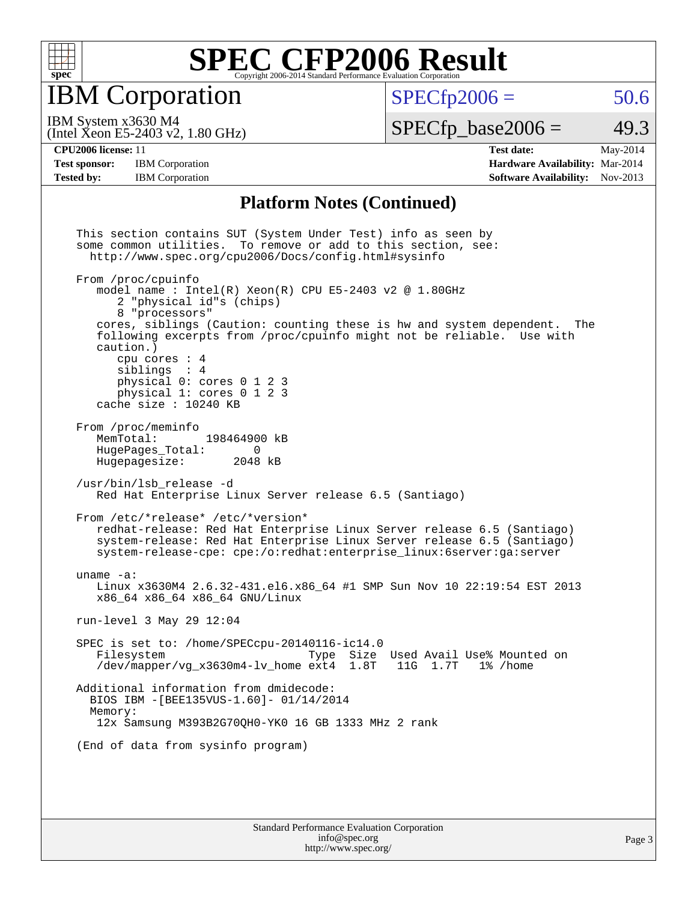# SPEC CFP2006 Result

Copyright 2006-2014 Standard Performance Evaluation Corporation

## IBM Corporation

IBM System x3630 M4
(Intel Xeon E5-2403 v2, 1.80 GHz)

SPECfp2006 = 50.6

SPECfp_base2006 = 49.3

| | | | |
|---|---|---|---|
| **CPU2006 license:** 11 | | **Test date:** | May-2014 |
| **Test sponsor:** | IBM Corporation | **Hardware Availability:** | Mar-2014 |
| **Tested by:** | IBM Corporation | **Software Availability:** | Nov-2013 |

### Platform Notes (Continued)

```
This section contains SUT (System Under Test) info as seen by
some common utilities.  To remove or add to this section, see:
  http://www.spec.org/cpu2006/Docs/config.html#sysinfo

From /proc/cpuinfo
   model name : Intel(R) Xeon(R) CPU E5-2403 v2 @ 1.80GHz
      2 "physical id"s (chips)
      8 "processors"
   cores, siblings (Caution: counting these is hw and system dependent.  The
   following excerpts from /proc/cpuinfo might not be reliable.  Use with
   caution.)
      cpu cores : 4
      siblings  : 4
      physical 0: cores 0 1 2 3
      physical 1: cores 0 1 2 3
   cache size : 10240 KB

From /proc/meminfo
   MemTotal:       198464900 kB
   HugePages_Total:       0
   Hugepagesize:       2048 kB

/usr/bin/lsb_release -d
   Red Hat Enterprise Linux Server release 6.5 (Santiago)

From /etc/*release* /etc/*version*
   redhat-release: Red Hat Enterprise Linux Server release 6.5 (Santiago)
   system-release: Red Hat Enterprise Linux Server release 6.5 (Santiago)
   system-release-cpe: cpe:/o:redhat:enterprise_linux:6server:ga:server

uname -a:
   Linux x3630M4 2.6.32-431.el6.x86_64 #1 SMP Sun Nov 10 22:19:54 EST 2013
   x86_64 x86_64 x86_64 GNU/Linux

run-level 3 May 29 12:04

SPEC is set to: /home/SPECcpu-20140116-ic14.0
   Filesystem                    Type  Size  Used Avail Use% Mounted on
   /dev/mapper/vg_x3630m4-lv_home ext4  1.8T   11G  1.7T   1% /home

Additional information from dmidecode:
  BIOS IBM -[BEE135VUS-1.60]- 01/14/2014
  Memory:
   12x Samsung M393B2G70QH0-YK0 16 GB 1333 MHz 2 rank

(End of data from sysinfo program)
```

Standard Performance Evaluation Corporation
info@spec.org
http://www.spec.org/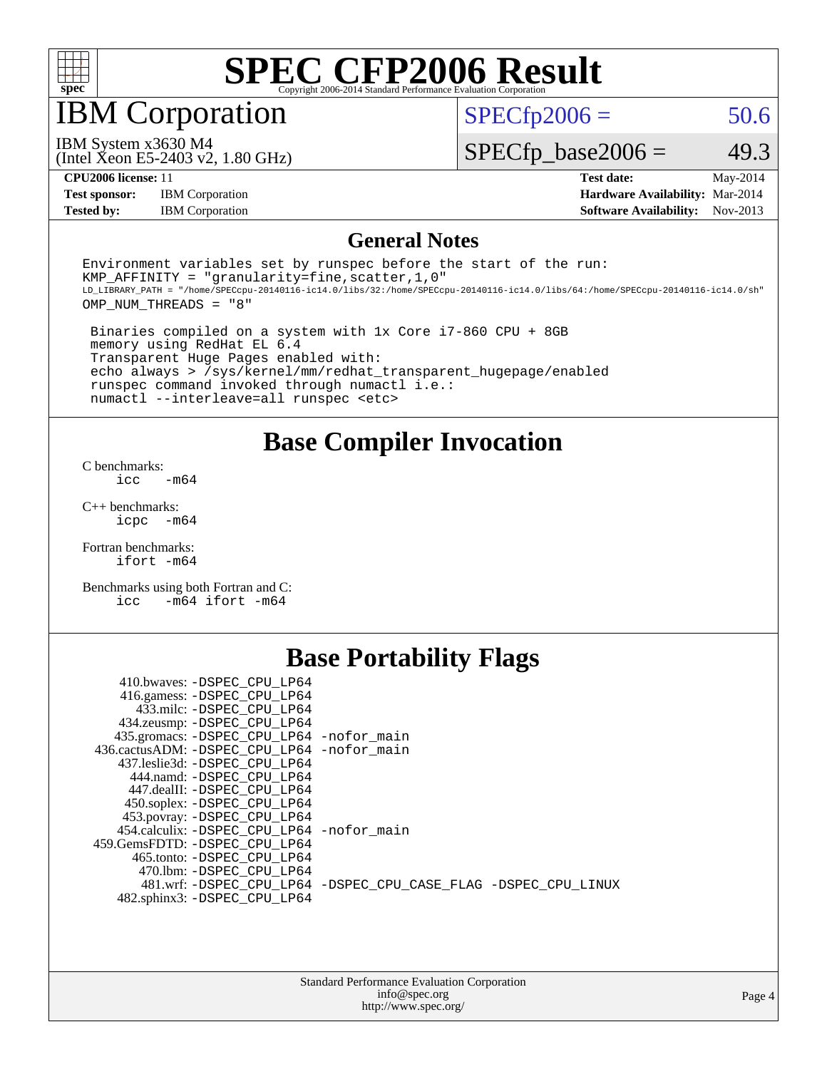# SPEC CFP2006 Result

Copyright 2006-2014 Standard Performance Evaluation Corporation

## IBM Corporation

IBM System x3630 M4
(Intel Xeon E5-2403 v2, 1.80 GHz)

SPECfp2006 = 50.6

SPECfp_base2006 = 49.3

| | | | |
|---|---|---|---|
| **CPU2006 license:** 11 | | **Test date:** | May-2014 |
| **Test sponsor:** | IBM Corporation | **Hardware Availability:** | Mar-2014 |
| **Tested by:** | IBM Corporation | **Software Availability:** | Nov-2013 |

## General Notes

```
Environment variables set by runspec before the start of the run:
KMP_AFFINITY = "granularity=fine,scatter,1,0"
LD_LIBRARY_PATH = "/home/SPECcpu-20140116-ic14.0/libs/32:/home/SPECcpu-20140116-ic14.0/libs/64:/home/SPECcpu-20140116-ic14.0/sh"
OMP_NUM_THREADS = "8"

 Binaries compiled on a system with 1x Core i7-860 CPU + 8GB
 memory using RedHat EL 6.4
 Transparent Huge Pages enabled with:
 echo always > /sys/kernel/mm/redhat_transparent_hugepage/enabled
 runspec command invoked through numactl i.e.:
 numactl --interleave=all runspec <etc>
```

## Base Compiler Invocation

C benchmarks:
`icc -m64`

C++ benchmarks:
`icpc -m64`

Fortran benchmarks:
`ifort -m64`

Benchmarks using both Fortran and C:
`icc -m64 ifort -m64`

## Base Portability Flags

| Benchmark | Flags |
|---|---|
| 410.bwaves: | -DSPEC_CPU_LP64 |
| 416.gamess: | -DSPEC_CPU_LP64 |
| 433.milc: | -DSPEC_CPU_LP64 |
| 434.zeusmp: | -DSPEC_CPU_LP64 |
| 435.gromacs: | -DSPEC_CPU_LP64 -nofor_main |
| 436.cactusADM: | -DSPEC_CPU_LP64 -nofor_main |
| 437.leslie3d: | -DSPEC_CPU_LP64 |
| 444.namd: | -DSPEC_CPU_LP64 |
| 447.dealII: | -DSPEC_CPU_LP64 |
| 450.soplex: | -DSPEC_CPU_LP64 |
| 453.povray: | -DSPEC_CPU_LP64 |
| 454.calculix: | -DSPEC_CPU_LP64 -nofor_main |
| 459.GemsFDTD: | -DSPEC_CPU_LP64 |
| 465.tonto: | -DSPEC_CPU_LP64 |
| 470.lbm: | -DSPEC_CPU_LP64 |
| 481.wrf: | -DSPEC_CPU_LP64 -DSPEC_CPU_CASE_FLAG -DSPEC_CPU_LINUX |
| 482.sphinx3: | -DSPEC_CPU_LP64 |

Standard Performance Evaluation Corporation
info@spec.org
http://www.spec.org/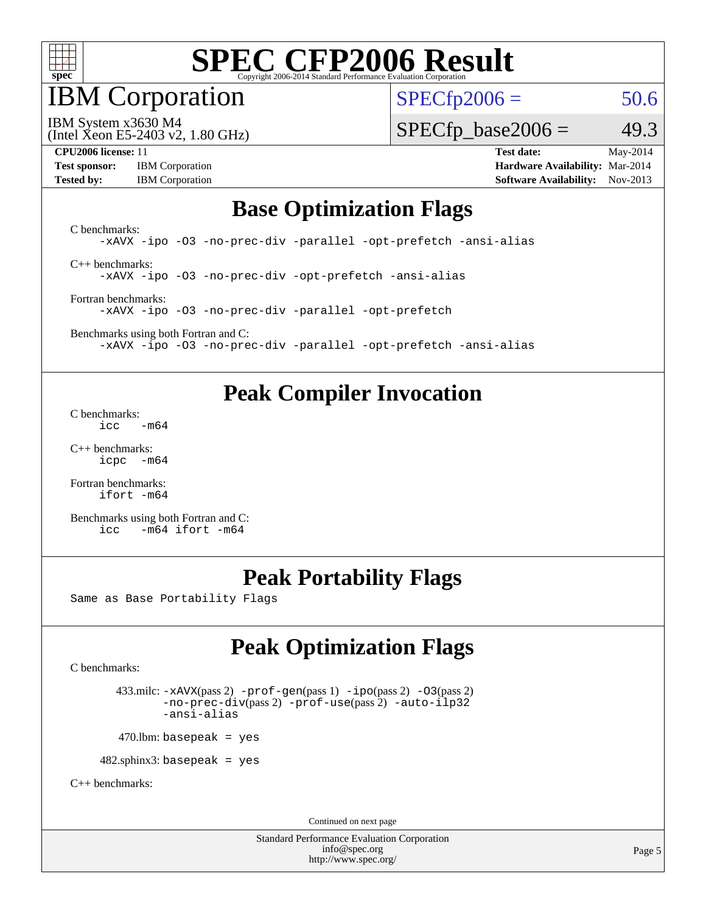# SPEC CFP2006 Result

Copyright 2006-2014 Standard Performance Evaluation Corporation

## IBM Corporation

IBM System x3630 M4
(Intel Xeon E5-2403 v2, 1.80 GHz)

SPECfp2006 = 50.6

SPECfp_base2006 = 49.3

**CPU2006 license:** 11
**Test sponsor:** IBM Corporation
**Tested by:** IBM Corporation

**Test date:** May-2014
**Hardware Availability:** Mar-2014
**Software Availability:** Nov-2013

## Base Optimization Flags

C benchmarks:
```
-xAVX -ipo -O3 -no-prec-div -parallel -opt-prefetch -ansi-alias
```

C++ benchmarks:
```
-xAVX -ipo -O3 -no-prec-div -opt-prefetch -ansi-alias
```

Fortran benchmarks:
```
-xAVX -ipo -O3 -no-prec-div -parallel -opt-prefetch
```

Benchmarks using both Fortran and C:
```
-xAVX -ipo -O3 -no-prec-div -parallel -opt-prefetch -ansi-alias
```

## Peak Compiler Invocation

C benchmarks:
```
icc   -m64
```

C++ benchmarks:
```
icpc  -m64
```

Fortran benchmarks:
```
ifort -m64
```

Benchmarks using both Fortran and C:
```
icc   -m64 ifort -m64
```

## Peak Portability Flags

Same as Base Portability Flags

## Peak Optimization Flags

C benchmarks:

433.milc: `-xAVX`(pass 2) `-prof-gen`(pass 1) `-ipo`(pass 2) `-O3`(pass 2) `-no-prec-div`(pass 2) `-prof-use`(pass 2) `-auto-ilp32` `-ansi-alias`

470.lbm: `basepeak = yes`

482.sphinx3: `basepeak = yes`

C++ benchmarks:

Continued on next page

Standard Performance Evaluation Corporation
info@spec.org
http://www.spec.org/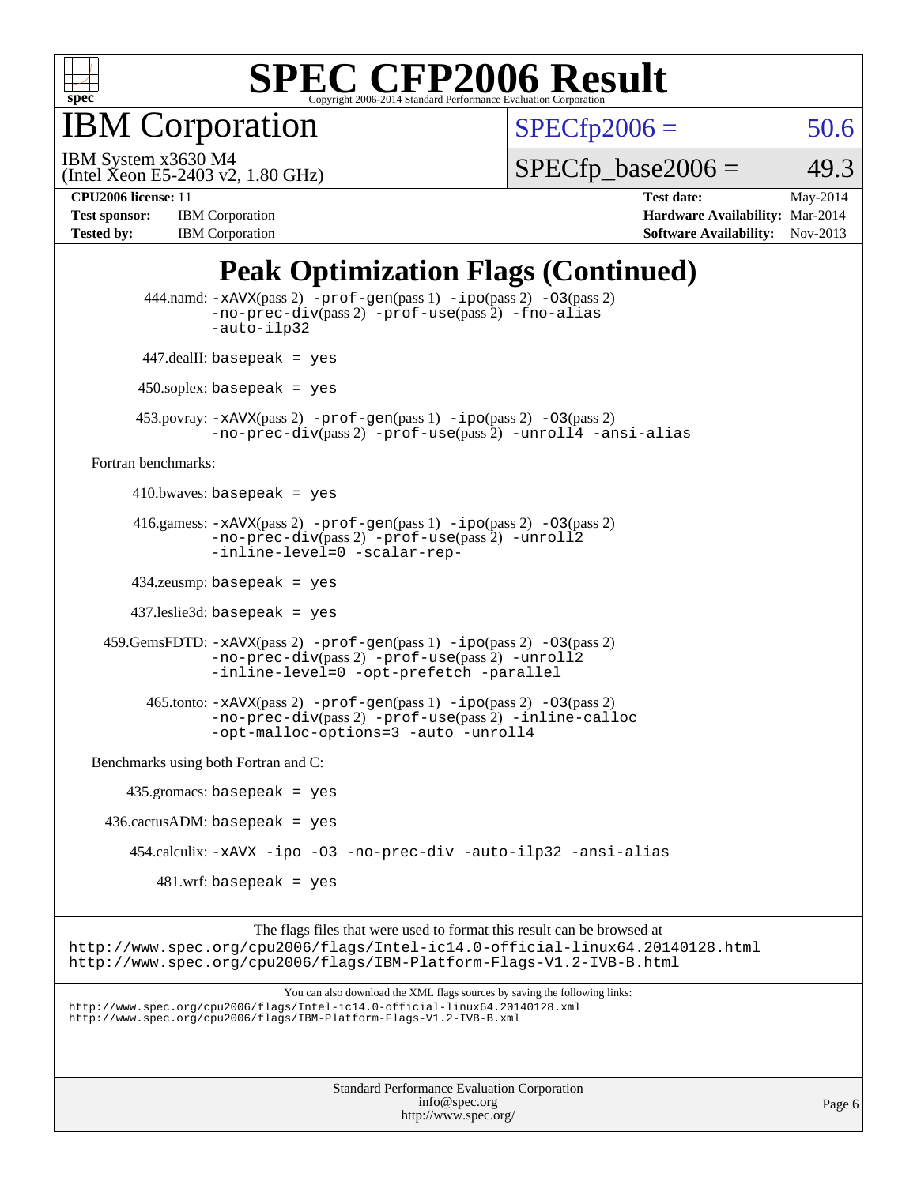# SPEC CFP2006 Result

Copyright 2006-2014 Standard Performance Evaluation Corporation

## IBM Corporation

IBM System x3630 M4
(Intel Xeon E5-2403 v2, 1.80 GHz)

SPECfp2006 = 50.6

SPECfp_base2006 = 49.3

| | | | |
|---|---|---|---|
| **CPU2006 license:** 11 | | **Test date:** | May-2014 |
| **Test sponsor:** | IBM Corporation | **Hardware Availability:** | Mar-2014 |
| **Tested by:** | IBM Corporation | **Software Availability:** | Nov-2013 |

## Peak Optimization Flags (Continued)

444.namd: -xAVX(pass 2) -prof-gen(pass 1) -ipo(pass 2) -O3(pass 2) -no-prec-div(pass 2) -prof-use(pass 2) -fno-alias -auto-ilp32

447.dealII: basepeak = yes

450.soplex: basepeak = yes

453.povray: -xAVX(pass 2) -prof-gen(pass 1) -ipo(pass 2) -O3(pass 2) -no-prec-div(pass 2) -prof-use(pass 2) -unroll4 -ansi-alias

Fortran benchmarks:

410.bwaves: basepeak = yes

416.gamess: -xAVX(pass 2) -prof-gen(pass 1) -ipo(pass 2) -O3(pass 2) -no-prec-div(pass 2) -prof-use(pass 2) -unroll2 -inline-level=0 -scalar-rep-

434.zeusmp: basepeak = yes

437.leslie3d: basepeak = yes

459.GemsFDTD: -xAVX(pass 2) -prof-gen(pass 1) -ipo(pass 2) -O3(pass 2) -no-prec-div(pass 2) -prof-use(pass 2) -unroll2 -inline-level=0 -opt-prefetch -parallel

465.tonto: -xAVX(pass 2) -prof-gen(pass 1) -ipo(pass 2) -O3(pass 2) -no-prec-div(pass 2) -prof-use(pass 2) -inline-calloc -opt-malloc-options=3 -auto -unroll4

Benchmarks using both Fortran and C:

435.gromacs: basepeak = yes

436.cactusADM: basepeak = yes

454.calculix: -xAVX -ipo -O3 -no-prec-div -auto-ilp32 -ansi-alias

481.wrf: basepeak = yes

The flags files that were used to format this result can be browsed at
http://www.spec.org/cpu2006/flags/Intel-ic14.0-official-linux64.20140128.html
http://www.spec.org/cpu2006/flags/IBM-Platform-Flags-V1.2-IVB-B.html

You can also download the XML flags sources by saving the following links:
http://www.spec.org/cpu2006/flags/Intel-ic14.0-official-linux64.20140128.xml
http://www.spec.org/cpu2006/flags/IBM-Platform-Flags-V1.2-IVB-B.xml

Standard Performance Evaluation Corporation
info@spec.org
http://www.spec.org/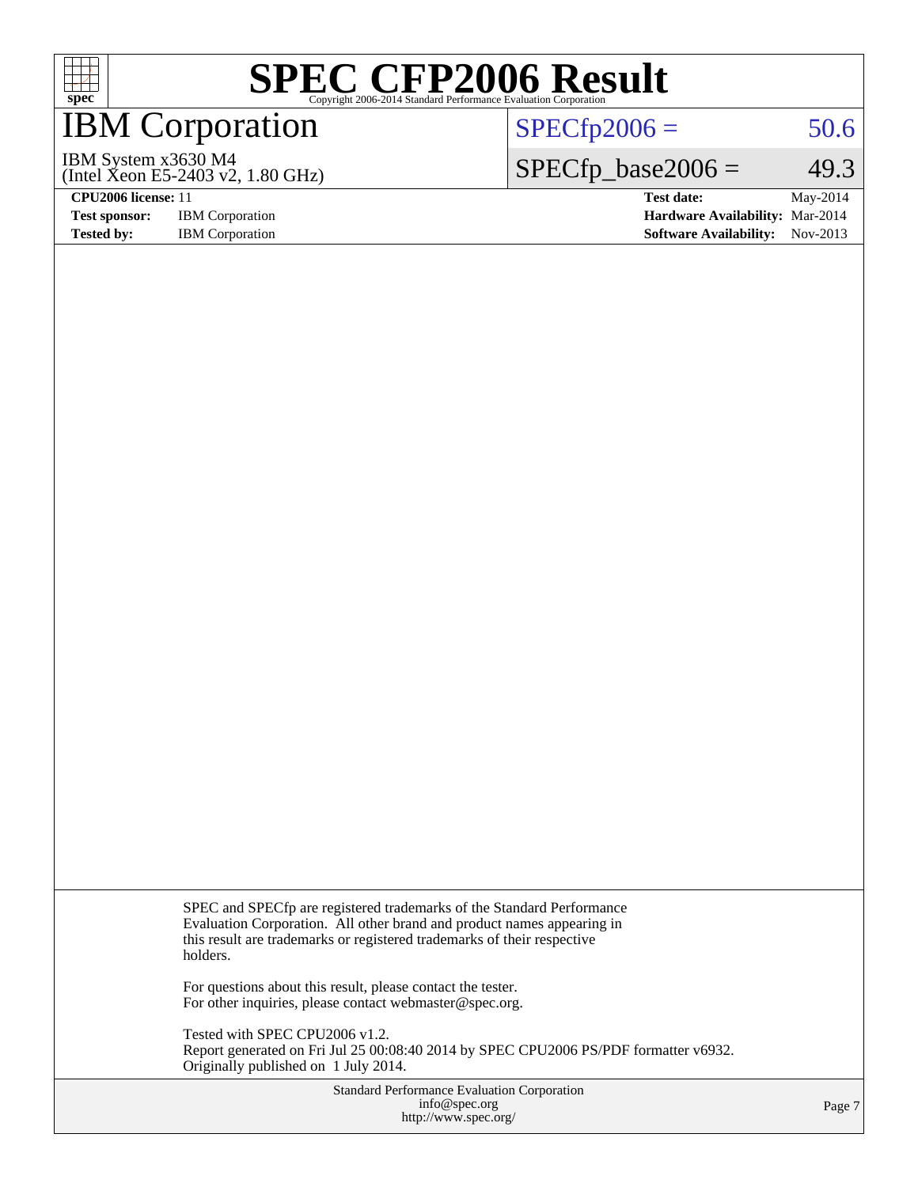SPEC and SPECfp are registered trademarks of the Standard Performance Evaluation Corporation. All other brand and product names appearing in this result are trademarks or registered trademarks of their respective holders.

For questions about this result, please contact the tester.
For other inquiries, please contact webmaster@spec.org.

Tested with SPEC CPU2006 v1.2.
Report generated on Fri Jul 25 00:08:40 2014 by SPEC CPU2006 PS/PDF formatter v6932.
Originally published on 1 July 2014.